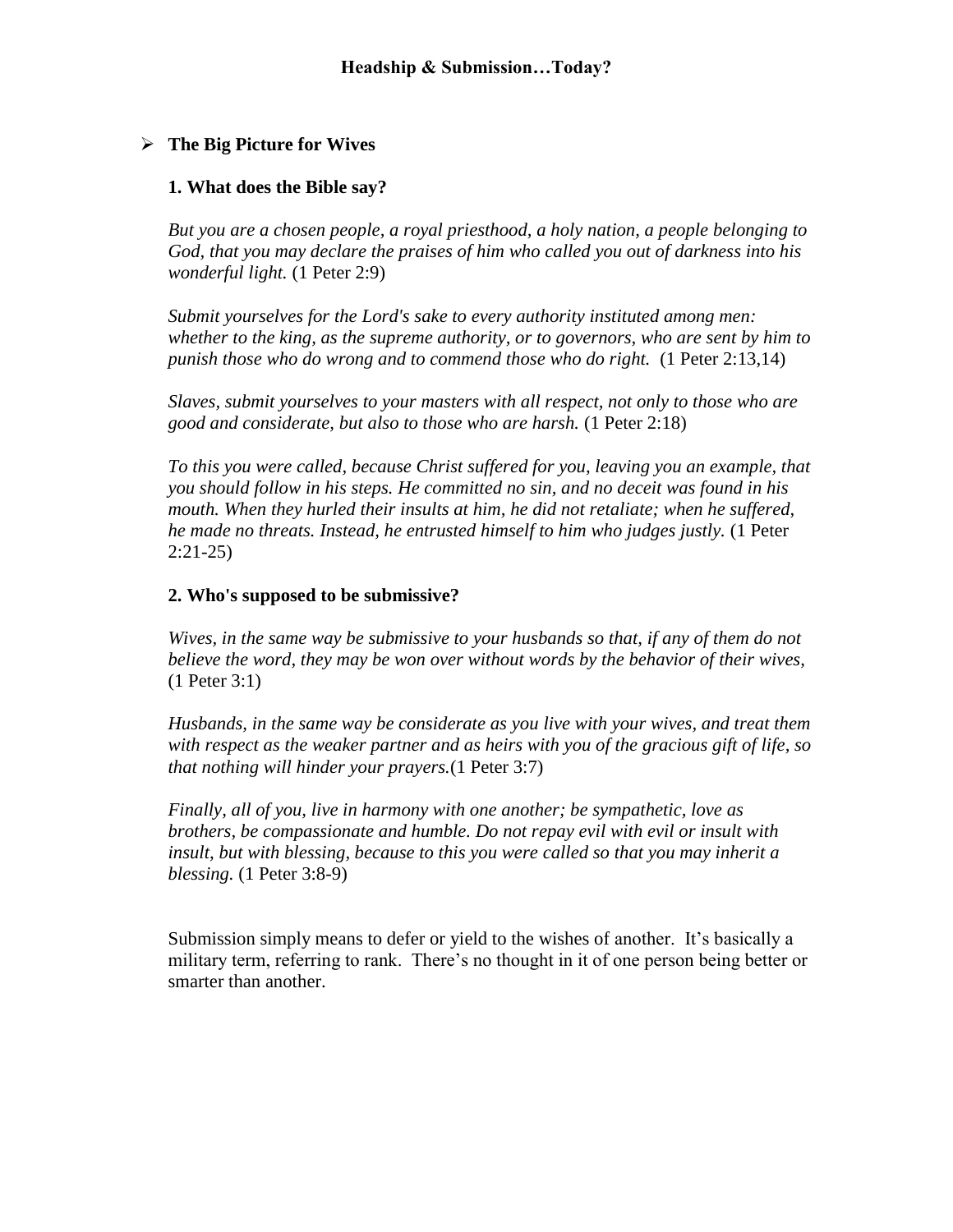# Headship & Submission…Today?

- **The Big Picture for Wives**

### 1. What does the Bible say?

*But you are a chosen people, a royal priesthood, a holy nation, a people belonging to God, that you may declare the praises of him who called you out of darkness into his wonderful light.* (1 Peter 2:9)

*Submit yourselves for the Lord's sake to every authority instituted among men: whether to the king, as the supreme authority, or to governors, who are sent by him to punish those who do wrong and to commend those who do right.* (1 Peter 2:13,14)

*Slaves, submit yourselves to your masters with all respect, not only to those who are good and considerate, but also to those who are harsh.* (1 Peter 2:18)

*To this you were called, because Christ suffered for you, leaving you an example, that you should follow in his steps. He committed no sin, and no deceit was found in his mouth. When they hurled their insults at him, he did not retaliate; when he suffered, he made no threats. Instead, he entrusted himself to him who judges justly.* (1 Peter 2:21-25)

### 2. Who's supposed to be submissive?

*Wives, in the same way be submissive to your husbands so that, if any of them do not believe the word, they may be won over without words by the behavior of their wives,* (1 Peter 3:1)

*Husbands, in the same way be considerate as you live with your wives, and treat them with respect as the weaker partner and as heirs with you of the gracious gift of life, so that nothing will hinder your prayers.*(1 Peter 3:7)

*Finally, all of you, live in harmony with one another; be sympathetic, love as brothers, be compassionate and humble. Do not repay evil with evil or insult with insult, but with blessing, because to this you were called so that you may inherit a blessing.* (1 Peter 3:8-9)

Submission simply means to defer or yield to the wishes of another. It's basically a military term, referring to rank. There's no thought in it of one person being better or smarter than another.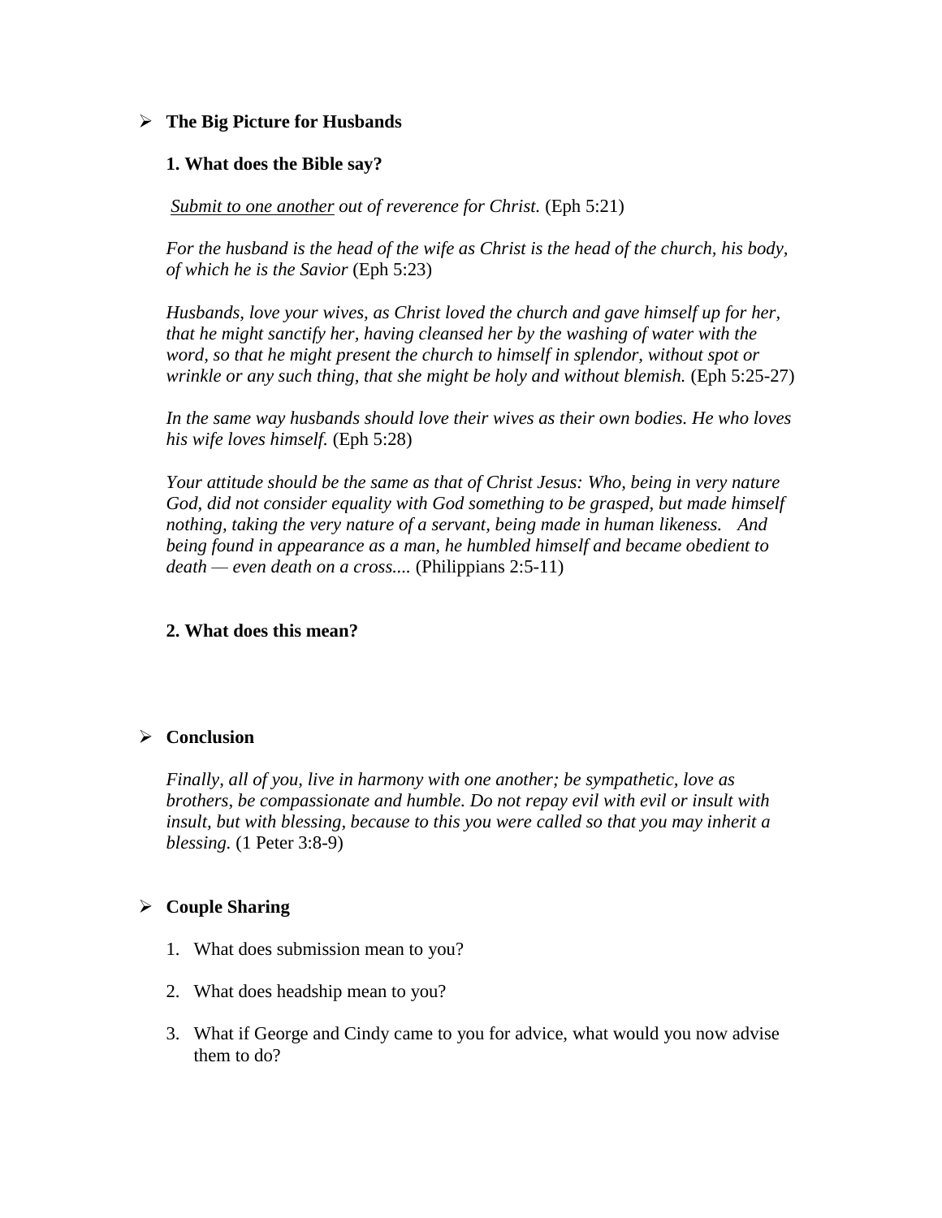- **The Big Picture for Husbands**

  **1. What does the Bible say?**

  *Submit to one another out of reverence for Christ.* (Eph 5:21)

  *For the husband is the head of the wife as Christ is the head of the church, his body, of which he is the Savior* (Eph 5:23)

  *Husbands, love your wives, as Christ loved the church and gave himself up for her, that he might sanctify her, having cleansed her by the washing of water with the word, so that he might present the church to himself in splendor, without spot or wrinkle or any such thing, that she might be holy and without blemish.* (Eph 5:25-27)

  *In the same way husbands should love their wives as their own bodies. He who loves his wife loves himself.* (Eph 5:28)

  *Your attitude should be the same as that of Christ Jesus: Who, being in very nature God, did not consider equality with God something to be grasped, but made himself nothing, taking the very nature of a servant, being made in human likeness. And being found in appearance as a man, he humbled himself and became obedient to death — even death on a cross....* (Philippians 2:5-11)

  **2. What does this mean?**

- **Conclusion**

  *Finally, all of you, live in harmony with one another; be sympathetic, love as brothers, be compassionate and humble. Do not repay evil with evil or insult with insult, but with blessing, because to this you were called so that you may inherit a blessing.* (1 Peter 3:8-9)

- **Couple Sharing**

  1. What does submission mean to you?
  2. What does headship mean to you?
  3. What if George and Cindy came to you for advice, what would you now advise them to do?